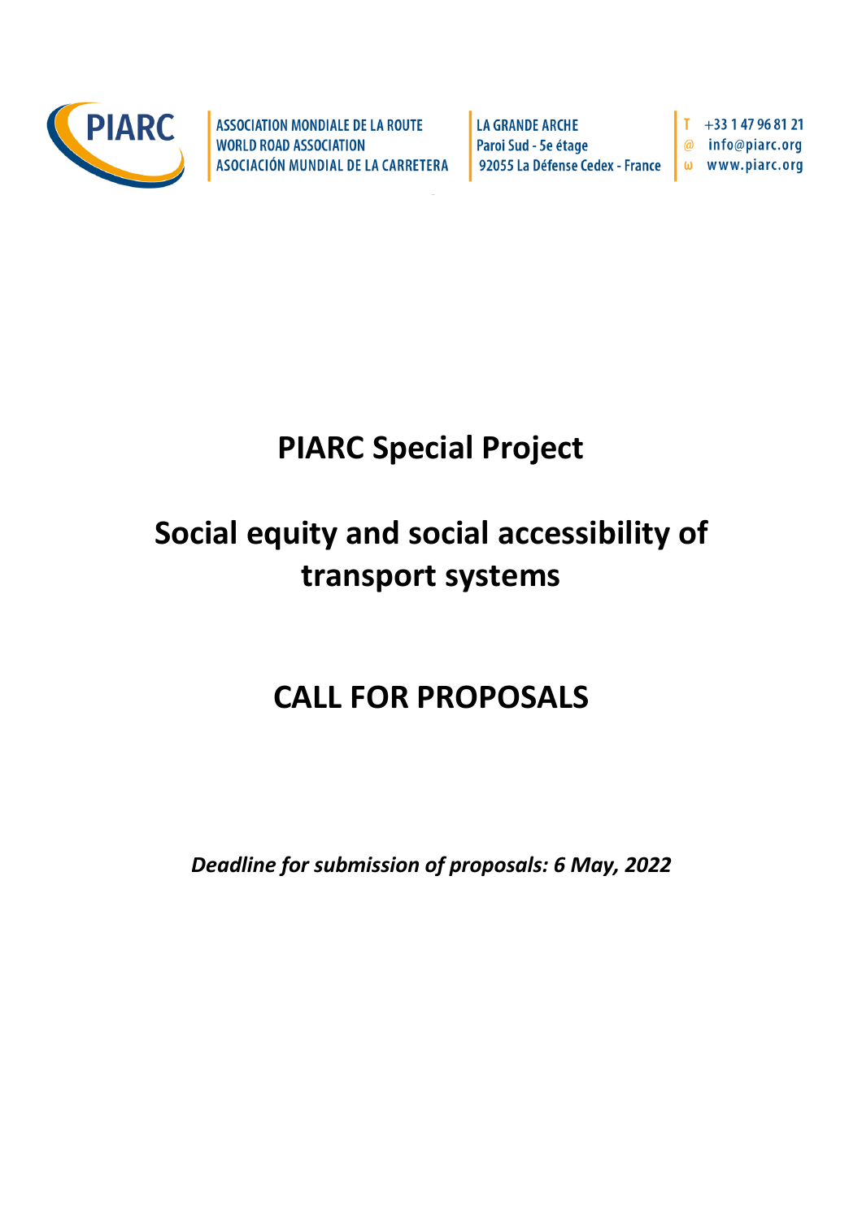PIARC

ASSOCIATION MONDIALE DE LA ROUTE
WORLD ROAD ASSOCIATION
ASOCIACIÓN MUNDIAL DE LA CARRETERA

LA GRANDE ARCHE
Paroi Sud - 5e étage
92055 La Défense Cedex - France

T +33 1 47 96 81 21
@ info@piarc.org
ω www.piarc.org

# PIARC Special Project

# Social equity and social accessibility of transport systems

# CALL FOR PROPOSALS

***Deadline for submission of proposals: 6 May, 2022***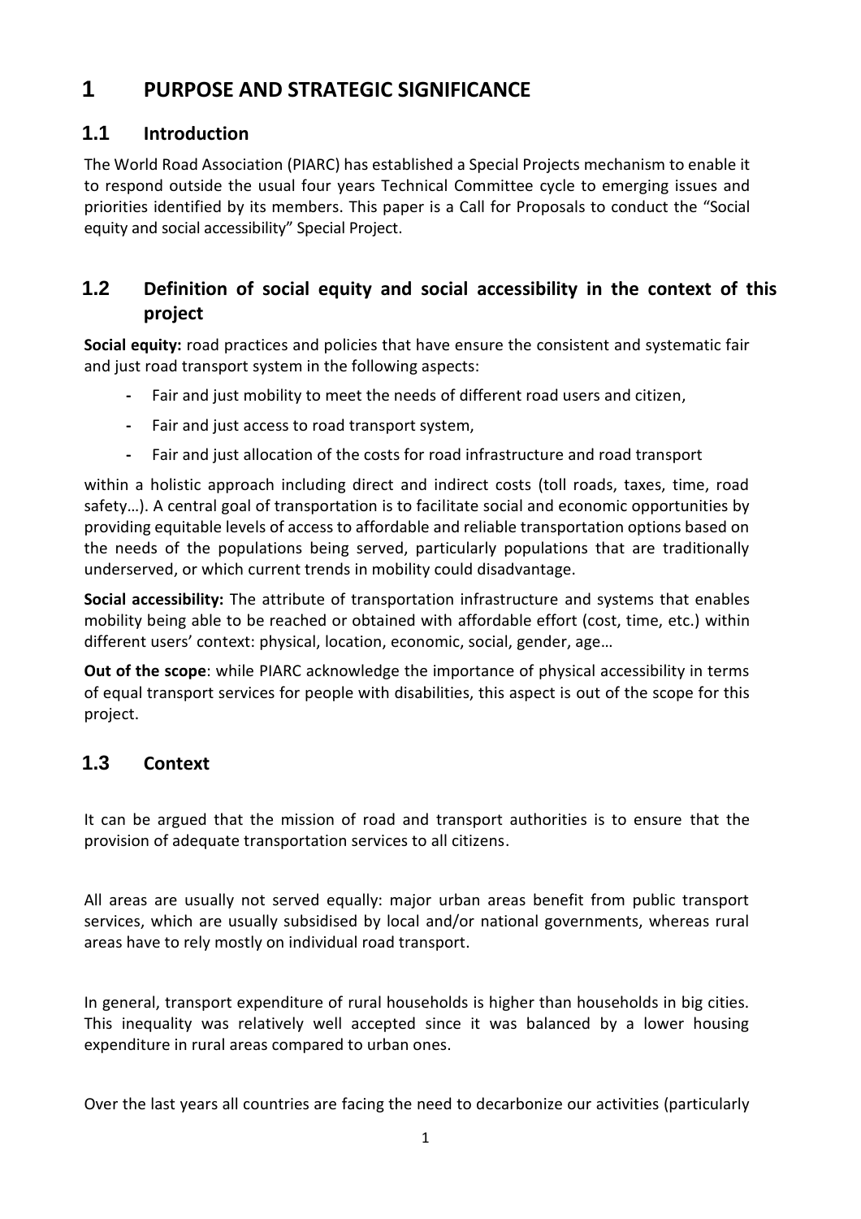# 1 PURPOSE AND STRATEGIC SIGNIFICANCE

## 1.1 Introduction

The World Road Association (PIARC) has established a Special Projects mechanism to enable it to respond outside the usual four years Technical Committee cycle to emerging issues and priorities identified by its members. This paper is a Call for Proposals to conduct the "Social equity and social accessibility" Special Project.

## 1.2 Definition of social equity and social accessibility in the context of this project

**Social equity:** road practices and policies that have ensure the consistent and systematic fair and just road transport system in the following aspects:

- Fair and just mobility to meet the needs of different road users and citizen,
- Fair and just access to road transport system,
- Fair and just allocation of the costs for road infrastructure and road transport

within a holistic approach including direct and indirect costs (toll roads, taxes, time, road safety…). A central goal of transportation is to facilitate social and economic opportunities by providing equitable levels of access to affordable and reliable transportation options based on the needs of the populations being served, particularly populations that are traditionally underserved, or which current trends in mobility could disadvantage.

**Social accessibility:** The attribute of transportation infrastructure and systems that enables mobility being able to be reached or obtained with affordable effort (cost, time, etc.) within different users' context: physical, location, economic, social, gender, age…

**Out of the scope**: while PIARC acknowledge the importance of physical accessibility in terms of equal transport services for people with disabilities, this aspect is out of the scope for this project.

## 1.3 Context

It can be argued that the mission of road and transport authorities is to ensure that the provision of adequate transportation services to all citizens.

All areas are usually not served equally: major urban areas benefit from public transport services, which are usually subsidised by local and/or national governments, whereas rural areas have to rely mostly on individual road transport.

In general, transport expenditure of rural households is higher than households in big cities. This inequality was relatively well accepted since it was balanced by a lower housing expenditure in rural areas compared to urban ones.

Over the last years all countries are facing the need to decarbonize our activities (particularly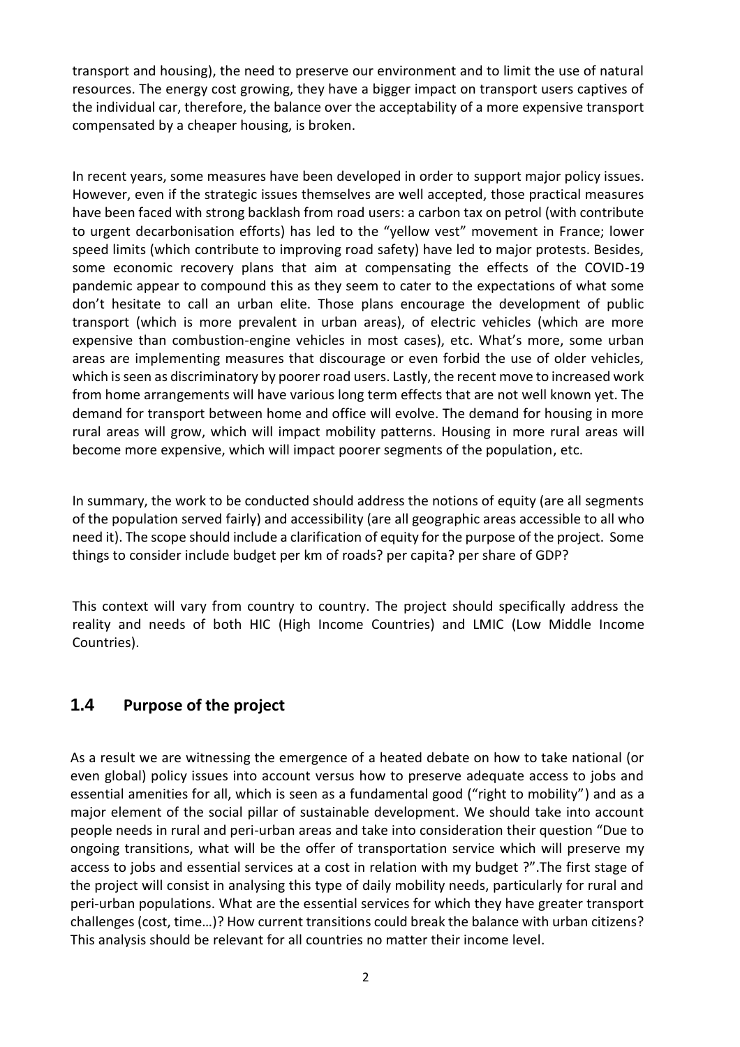transport and housing), the need to preserve our environment and to limit the use of natural resources. The energy cost growing, they have a bigger impact on transport users captives of the individual car, therefore, the balance over the acceptability of a more expensive transport compensated by a cheaper housing, is broken.

In recent years, some measures have been developed in order to support major policy issues. However, even if the strategic issues themselves are well accepted, those practical measures have been faced with strong backlash from road users: a carbon tax on petrol (with contribute to urgent decarbonisation efforts) has led to the "yellow vest" movement in France; lower speed limits (which contribute to improving road safety) have led to major protests. Besides, some economic recovery plans that aim at compensating the effects of the COVID-19 pandemic appear to compound this as they seem to cater to the expectations of what some don't hesitate to call an urban elite. Those plans encourage the development of public transport (which is more prevalent in urban areas), of electric vehicles (which are more expensive than combustion-engine vehicles in most cases), etc. What's more, some urban areas are implementing measures that discourage or even forbid the use of older vehicles, which is seen as discriminatory by poorer road users. Lastly, the recent move to increased work from home arrangements will have various long term effects that are not well known yet. The demand for transport between home and office will evolve. The demand for housing in more rural areas will grow, which will impact mobility patterns. Housing in more rural areas will become more expensive, which will impact poorer segments of the population, etc.

In summary, the work to be conducted should address the notions of equity (are all segments of the population served fairly) and accessibility (are all geographic areas accessible to all who need it). The scope should include a clarification of equity for the purpose of the project. Some things to consider include budget per km of roads? per capita? per share of GDP?

This context will vary from country to country. The project should specifically address the reality and needs of both HIC (High Income Countries) and LMIC (Low Middle Income Countries).

## 1.4 Purpose of the project

As a result we are witnessing the emergence of a heated debate on how to take national (or even global) policy issues into account versus how to preserve adequate access to jobs and essential amenities for all, which is seen as a fundamental good ("right to mobility") and as a major element of the social pillar of sustainable development. We should take into account people needs in rural and peri-urban areas and take into consideration their question "Due to ongoing transitions, what will be the offer of transportation service which will preserve my access to jobs and essential services at a cost in relation with my budget ?".The first stage of the project will consist in analysing this type of daily mobility needs, particularly for rural and peri-urban populations. What are the essential services for which they have greater transport challenges (cost, time…)? How current transitions could break the balance with urban citizens? This analysis should be relevant for all countries no matter their income level.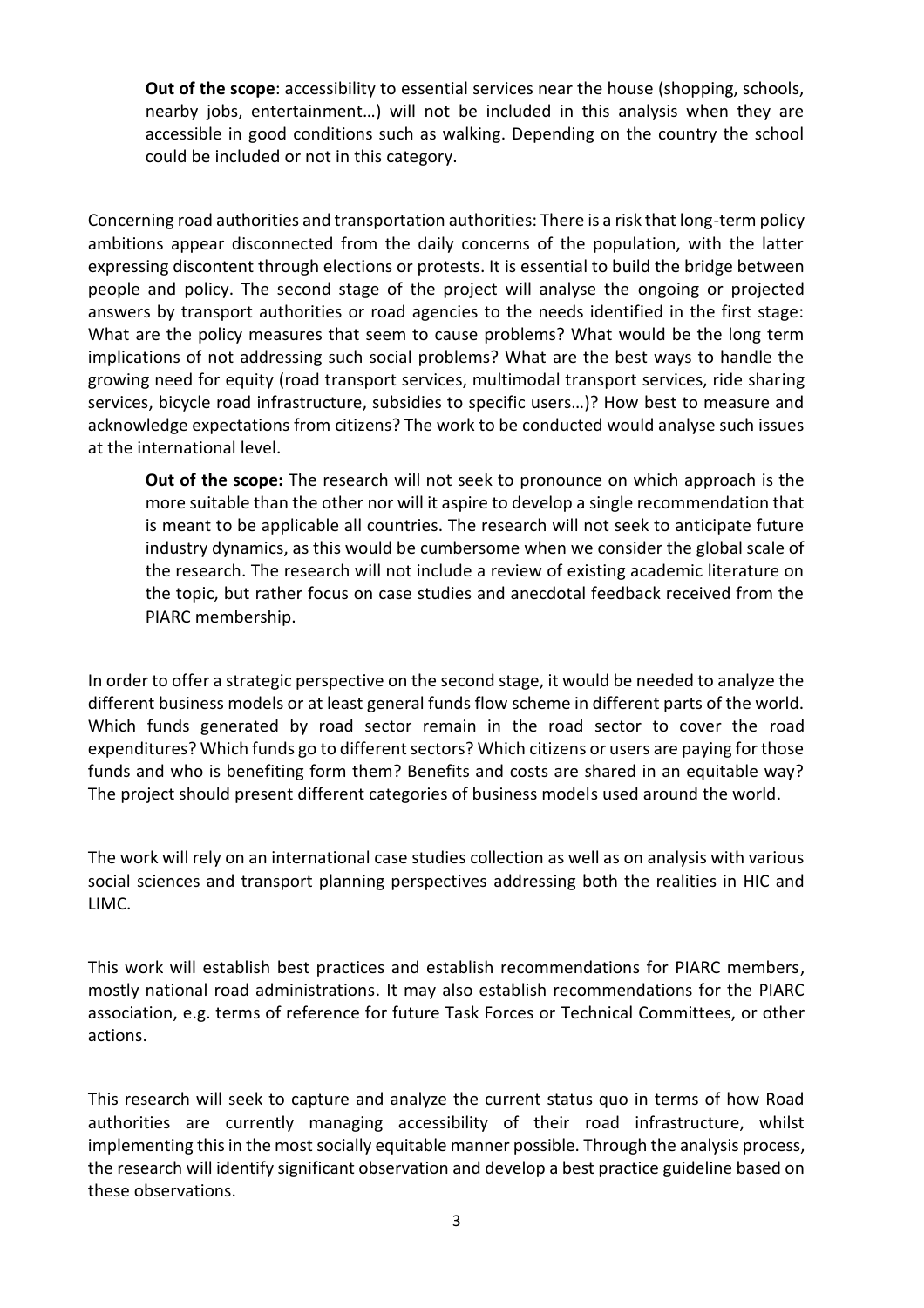**Out of the scope**: accessibility to essential services near the house (shopping, schools, nearby jobs, entertainment…) will not be included in this analysis when they are accessible in good conditions such as walking. Depending on the country the school could be included or not in this category.

Concerning road authorities and transportation authorities: There is a risk that long-term policy ambitions appear disconnected from the daily concerns of the population, with the latter expressing discontent through elections or protests. It is essential to build the bridge between people and policy. The second stage of the project will analyse the ongoing or projected answers by transport authorities or road agencies to the needs identified in the first stage: What are the policy measures that seem to cause problems? What would be the long term implications of not addressing such social problems? What are the best ways to handle the growing need for equity (road transport services, multimodal transport services, ride sharing services, bicycle road infrastructure, subsidies to specific users…)? How best to measure and acknowledge expectations from citizens? The work to be conducted would analyse such issues at the international level.

**Out of the scope:** The research will not seek to pronounce on which approach is the more suitable than the other nor will it aspire to develop a single recommendation that is meant to be applicable all countries. The research will not seek to anticipate future industry dynamics, as this would be cumbersome when we consider the global scale of the research. The research will not include a review of existing academic literature on the topic, but rather focus on case studies and anecdotal feedback received from the PIARC membership.

In order to offer a strategic perspective on the second stage, it would be needed to analyze the different business models or at least general funds flow scheme in different parts of the world. Which funds generated by road sector remain in the road sector to cover the road expenditures? Which funds go to different sectors? Which citizens or users are paying for those funds and who is benefiting form them? Benefits and costs are shared in an equitable way? The project should present different categories of business models used around the world.

The work will rely on an international case studies collection as well as on analysis with various social sciences and transport planning perspectives addressing both the realities in HIC and LIMC.

This work will establish best practices and establish recommendations for PIARC members, mostly national road administrations. It may also establish recommendations for the PIARC association, e.g. terms of reference for future Task Forces or Technical Committees, or other actions.

This research will seek to capture and analyze the current status quo in terms of how Road authorities are currently managing accessibility of their road infrastructure, whilst implementing this in the most socially equitable manner possible. Through the analysis process, the research will identify significant observation and develop a best practice guideline based on these observations.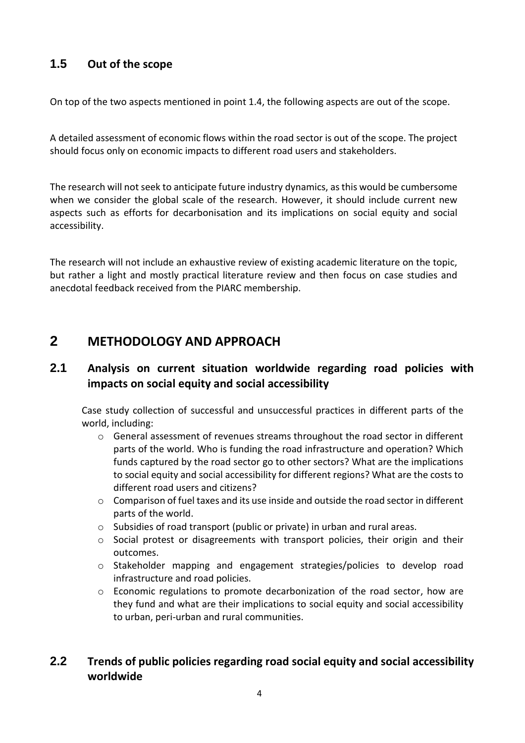## 1.5 Out of the scope

On top of the two aspects mentioned in point 1.4, the following aspects are out of the scope.

A detailed assessment of economic flows within the road sector is out of the scope. The project should focus only on economic impacts to different road users and stakeholders.

The research will not seek to anticipate future industry dynamics, as this would be cumbersome when we consider the global scale of the research. However, it should include current new aspects such as efforts for decarbonisation and its implications on social equity and social accessibility.

The research will not include an exhaustive review of existing academic literature on the topic, but rather a light and mostly practical literature review and then focus on case studies and anecdotal feedback received from the PIARC membership.

# 2 METHODOLOGY AND APPROACH

## 2.1 Analysis on current situation worldwide regarding road policies with impacts on social equity and social accessibility

Case study collection of successful and unsuccessful practices in different parts of the world, including:

- General assessment of revenues streams throughout the road sector in different parts of the world. Who is funding the road infrastructure and operation? Which funds captured by the road sector go to other sectors? What are the implications to social equity and social accessibility for different regions? What are the costs to different road users and citizens?
- Comparison of fuel taxes and its use inside and outside the road sector in different parts of the world.
- Subsidies of road transport (public or private) in urban and rural areas.
- Social protest or disagreements with transport policies, their origin and their outcomes.
- Stakeholder mapping and engagement strategies/policies to develop road infrastructure and road policies.
- Economic regulations to promote decarbonization of the road sector, how are they fund and what are their implications to social equity and social accessibility to urban, peri-urban and rural communities.

## 2.2 Trends of public policies regarding road social equity and social accessibility worldwide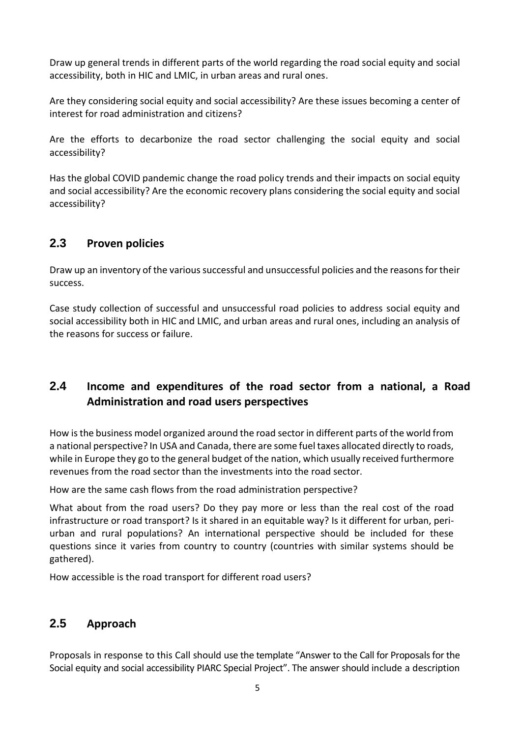Draw up general trends in different parts of the world regarding the road social equity and social accessibility, both in HIC and LMIC, in urban areas and rural ones.

Are they considering social equity and social accessibility? Are these issues becoming a center of interest for road administration and citizens?

Are the efforts to decarbonize the road sector challenging the social equity and social accessibility?

Has the global COVID pandemic change the road policy trends and their impacts on social equity and social accessibility? Are the economic recovery plans considering the social equity and social accessibility?

## 2.3 Proven policies

Draw up an inventory of the various successful and unsuccessful policies and the reasons for their success.

Case study collection of successful and unsuccessful road policies to address social equity and social accessibility both in HIC and LMIC, and urban areas and rural ones, including an analysis of the reasons for success or failure.

## 2.4 Income and expenditures of the road sector from a national, a Road Administration and road users perspectives

How is the business model organized around the road sector in different parts of the world from a national perspective? In USA and Canada, there are some fuel taxes allocated directly to roads, while in Europe they go to the general budget of the nation, which usually received furthermore revenues from the road sector than the investments into the road sector.

How are the same cash flows from the road administration perspective?

What about from the road users? Do they pay more or less than the real cost of the road infrastructure or road transport? Is it shared in an equitable way? Is it different for urban, peri-urban and rural populations? An international perspective should be included for these questions since it varies from country to country (countries with similar systems should be gathered).

How accessible is the road transport for different road users?

## 2.5 Approach

Proposals in response to this Call should use the template "Answer to the Call for Proposals for the Social equity and social accessibility PIARC Special Project". The answer should include a description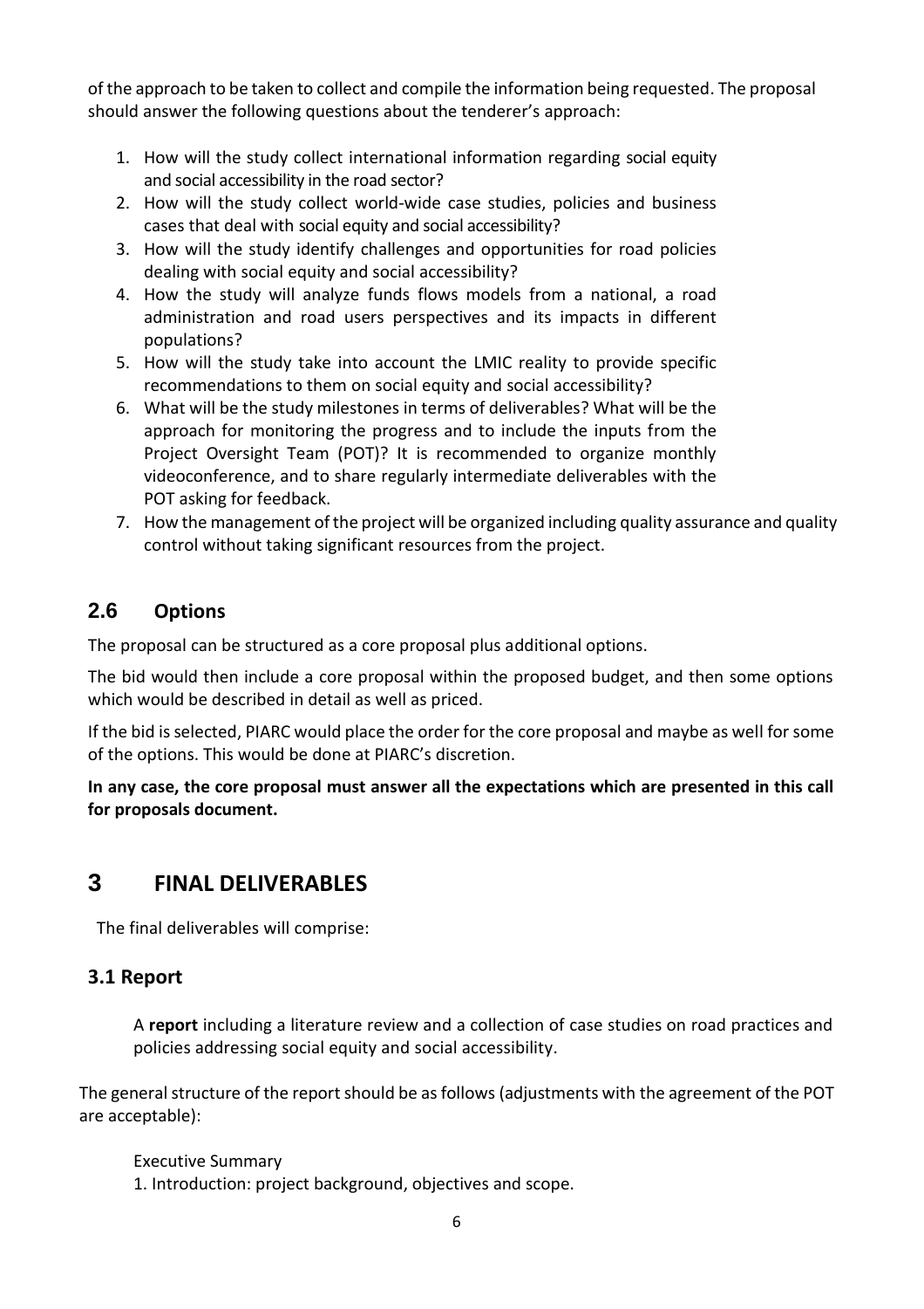of the approach to be taken to collect and compile the information being requested. The proposal should answer the following questions about the tenderer's approach:

1. How will the study collect international information regarding social equity and social accessibility in the road sector?
2. How will the study collect world-wide case studies, policies and business cases that deal with social equity and social accessibility?
3. How will the study identify challenges and opportunities for road policies dealing with social equity and social accessibility?
4. How the study will analyze funds flows models from a national, a road administration and road users perspectives and its impacts in different populations?
5. How will the study take into account the LMIC reality to provide specific recommendations to them on social equity and social accessibility?
6. What will be the study milestones in terms of deliverables? What will be the approach for monitoring the progress and to include the inputs from the Project Oversight Team (POT)? It is recommended to organize monthly videoconference, and to share regularly intermediate deliverables with the POT asking for feedback.
7. How the management of the project will be organized including quality assurance and quality control without taking significant resources from the project.

## 2.6 Options

The proposal can be structured as a core proposal plus additional options.

The bid would then include a core proposal within the proposed budget, and then some options which would be described in detail as well as priced.

If the bid is selected, PIARC would place the order for the core proposal and maybe as well for some of the options. This would be done at PIARC's discretion.

**In any case, the core proposal must answer all the expectations which are presented in this call for proposals document.**

# 3 FINAL DELIVERABLES

The final deliverables will comprise:

## 3.1 Report

A **report** including a literature review and a collection of case studies on road practices and policies addressing social equity and social accessibility.

The general structure of the report should be as follows (adjustments with the agreement of the POT are acceptable):

Executive Summary

1. Introduction: project background, objectives and scope.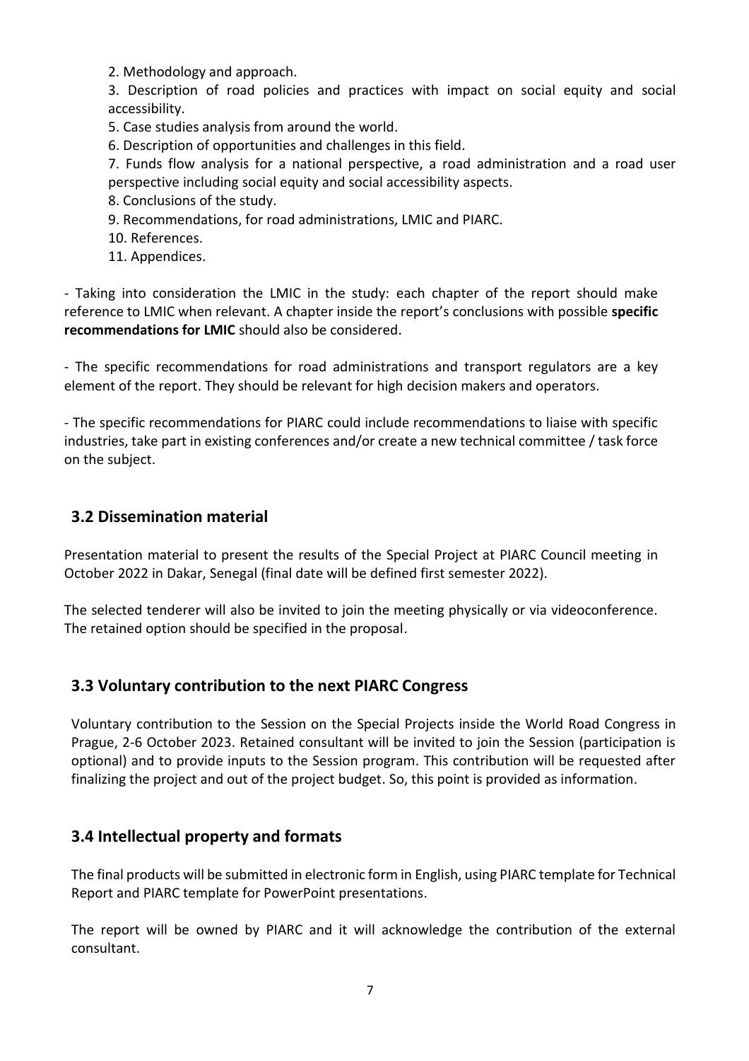2. Methodology and approach.
3. Description of road policies and practices with impact on social equity and social accessibility.
5. Case studies analysis from around the world.
6. Description of opportunities and challenges in this field.
7. Funds flow analysis for a national perspective, a road administration and a road user perspective including social equity and social accessibility aspects.
8. Conclusions of the study.
9. Recommendations, for road administrations, LMIC and PIARC.
10. References.
11. Appendices.

- Taking into consideration the LMIC in the study: each chapter of the report should make reference to LMIC when relevant. A chapter inside the report's conclusions with possible **specific recommendations for LMIC** should also be considered.

- The specific recommendations for road administrations and transport regulators are a key element of the report. They should be relevant for high decision makers and operators.

- The specific recommendations for PIARC could include recommendations to liaise with specific industries, take part in existing conferences and/or create a new technical committee / task force on the subject.

## 3.2 Dissemination material

Presentation material to present the results of the Special Project at PIARC Council meeting in October 2022 in Dakar, Senegal (final date will be defined first semester 2022).

The selected tenderer will also be invited to join the meeting physically or via videoconference. The retained option should be specified in the proposal.

## 3.3 Voluntary contribution to the next PIARC Congress

Voluntary contribution to the Session on the Special Projects inside the World Road Congress in Prague, 2-6 October 2023. Retained consultant will be invited to join the Session (participation is optional) and to provide inputs to the Session program. This contribution will be requested after finalizing the project and out of the project budget. So, this point is provided as information.

## 3.4 Intellectual property and formats

The final products will be submitted in electronic form in English, using PIARC template for Technical Report and PIARC template for PowerPoint presentations.

The report will be owned by PIARC and it will acknowledge the contribution of the external consultant.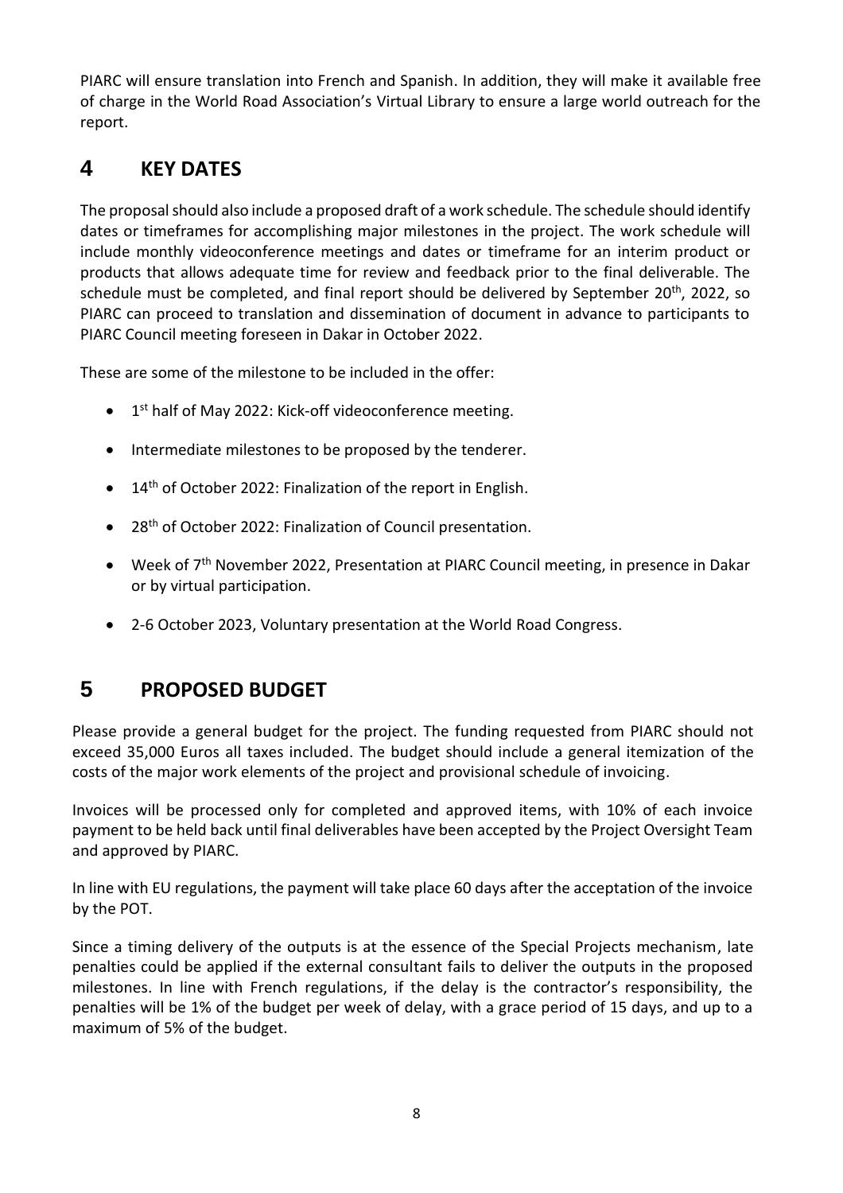PIARC will ensure translation into French and Spanish. In addition, they will make it available free of charge in the World Road Association's Virtual Library to ensure a large world outreach for the report.

# 4 KEY DATES

The proposal should also include a proposed draft of a work schedule. The schedule should identify dates or timeframes for accomplishing major milestones in the project. The work schedule will include monthly videoconference meetings and dates or timeframe for an interim product or products that allows adequate time for review and feedback prior to the final deliverable. The schedule must be completed, and final report should be delivered by September 20th, 2022, so PIARC can proceed to translation and dissemination of document in advance to participants to PIARC Council meeting foreseen in Dakar in October 2022.

These are some of the milestone to be included in the offer:

- 1st half of May 2022: Kick-off videoconference meeting.
- Intermediate milestones to be proposed by the tenderer.
- 14th of October 2022: Finalization of the report in English.
- 28th of October 2022: Finalization of Council presentation.
- Week of 7th November 2022, Presentation at PIARC Council meeting, in presence in Dakar or by virtual participation.
- 2-6 October 2023, Voluntary presentation at the World Road Congress.

# 5 PROPOSED BUDGET

Please provide a general budget for the project. The funding requested from PIARC should not exceed 35,000 Euros all taxes included. The budget should include a general itemization of the costs of the major work elements of the project and provisional schedule of invoicing.

Invoices will be processed only for completed and approved items, with 10% of each invoice payment to be held back until final deliverables have been accepted by the Project Oversight Team and approved by PIARC.

In line with EU regulations, the payment will take place 60 days after the acceptation of the invoice by the POT.

Since a timing delivery of the outputs is at the essence of the Special Projects mechanism, late penalties could be applied if the external consultant fails to deliver the outputs in the proposed milestones. In line with French regulations, if the delay is the contractor's responsibility, the penalties will be 1% of the budget per week of delay, with a grace period of 15 days, and up to a maximum of 5% of the budget.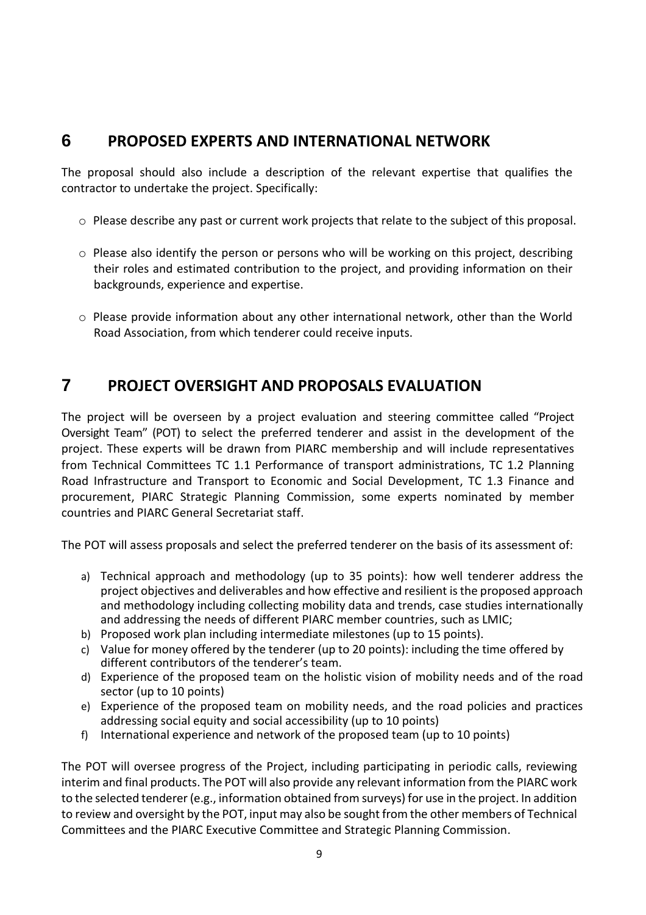## 6 PROPOSED EXPERTS AND INTERNATIONAL NETWORK

The proposal should also include a description of the relevant expertise that qualifies the contractor to undertake the project. Specifically:

- Please describe any past or current work projects that relate to the subject of this proposal.
- Please also identify the person or persons who will be working on this project, describing their roles and estimated contribution to the project, and providing information on their backgrounds, experience and expertise.
- Please provide information about any other international network, other than the World Road Association, from which tenderer could receive inputs.

## 7 PROJECT OVERSIGHT AND PROPOSALS EVALUATION

The project will be overseen by a project evaluation and steering committee called "Project Oversight Team" (POT) to select the preferred tenderer and assist in the development of the project. These experts will be drawn from PIARC membership and will include representatives from Technical Committees TC 1.1 Performance of transport administrations, TC 1.2 Planning Road Infrastructure and Transport to Economic and Social Development, TC 1.3 Finance and procurement, PIARC Strategic Planning Commission, some experts nominated by member countries and PIARC General Secretariat staff.

The POT will assess proposals and select the preferred tenderer on the basis of its assessment of:

a) Technical approach and methodology (up to 35 points): how well tenderer address the project objectives and deliverables and how effective and resilient is the proposed approach and methodology including collecting mobility data and trends, case studies internationally and addressing the needs of different PIARC member countries, such as LMIC;
b) Proposed work plan including intermediate milestones (up to 15 points).
c) Value for money offered by the tenderer (up to 20 points): including the time offered by different contributors of the tenderer's team.
d) Experience of the proposed team on the holistic vision of mobility needs and of the road sector (up to 10 points)
e) Experience of the proposed team on mobility needs, and the road policies and practices addressing social equity and social accessibility (up to 10 points)
f) International experience and network of the proposed team (up to 10 points)

The POT will oversee progress of the Project, including participating in periodic calls, reviewing interim and final products. The POT will also provide any relevant information from the PIARC work to the selected tenderer (e.g., information obtained from surveys) for use in the project. In addition to review and oversight by the POT, input may also be sought from the other members of Technical Committees and the PIARC Executive Committee and Strategic Planning Commission.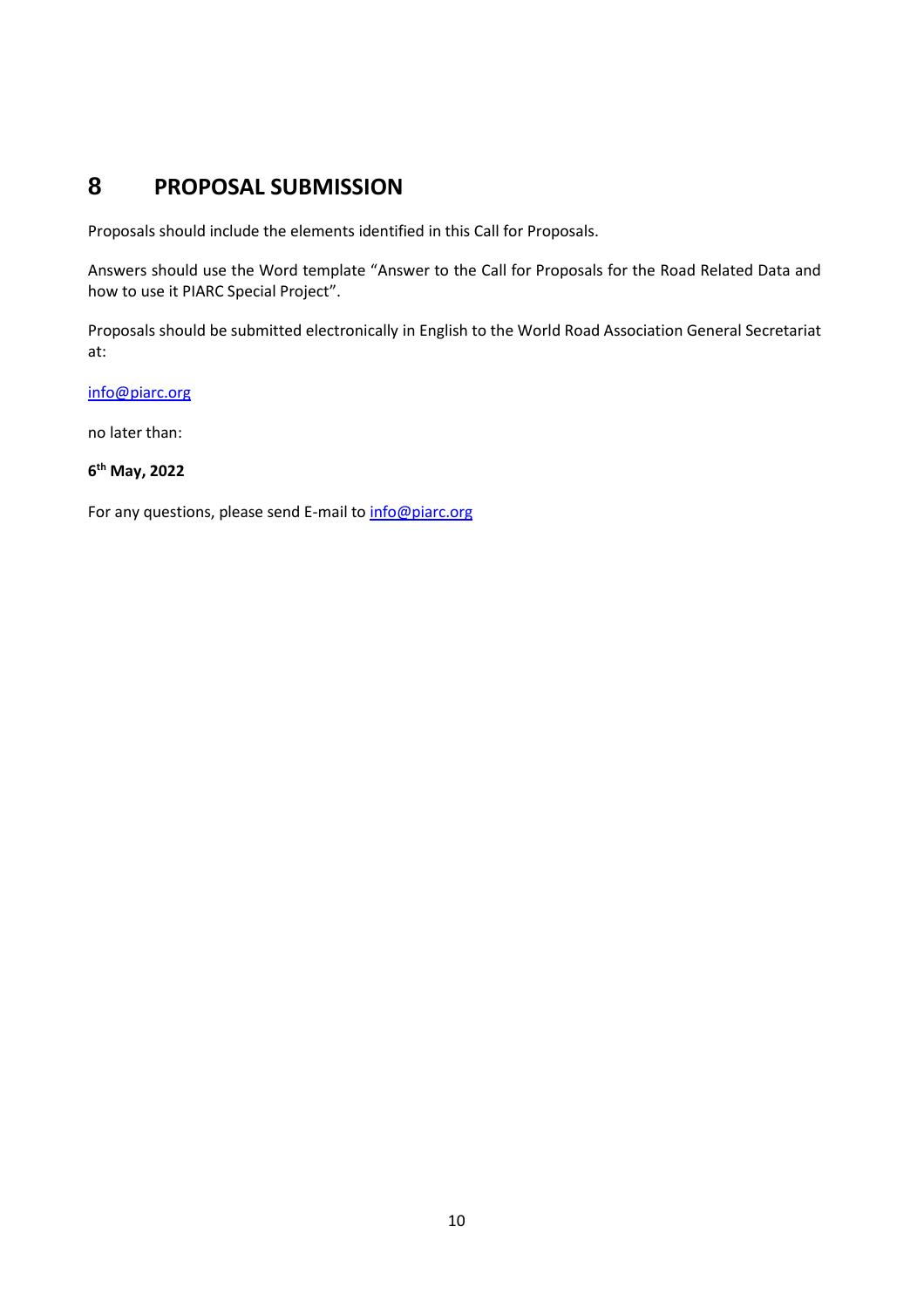# 8 PROPOSAL SUBMISSION

Proposals should include the elements identified in this Call for Proposals.

Answers should use the Word template "Answer to the Call for Proposals for the Road Related Data and how to use it PIARC Special Project".

Proposals should be submitted electronically in English to the World Road Association General Secretariat at:

info@piarc.org

no later than:

**6th May, 2022**

For any questions, please send E-mail to info@piarc.org